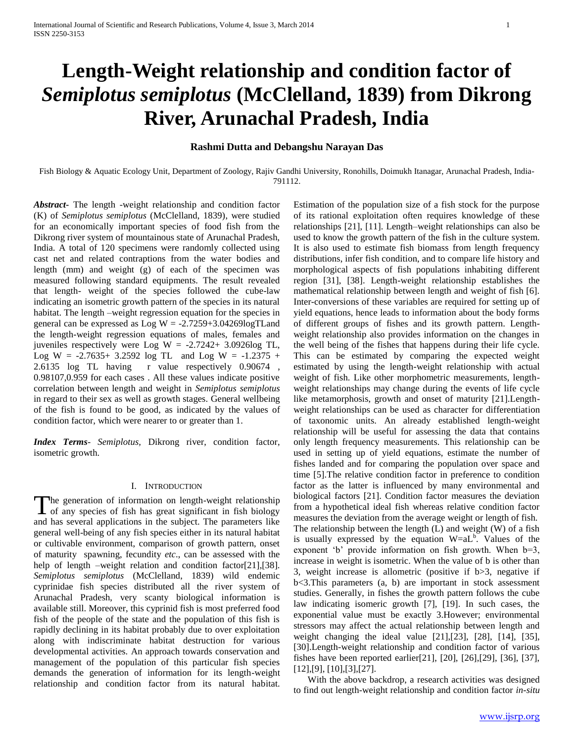# Length-Weight relationship and condition factor of *Semiplotus semiplotus* (McClelland, 1839) from Dikrong River, Arunachal Pradesh, India

**Rashmi Dutta and Debangshu Narayan Das**

Fish Biology & Aquatic Ecology Unit, Department of Zoology, Rajiv Gandhi University, Ronohills, Doimukh Itanagar, Arunachal Pradesh, India-791112.

***Abstract***- The length -weight relationship and condition factor (K) of *Semiplotus semiplotus* (McClelland, 1839), were studied for an economically important species of food fish from the Dikrong river system of mountainous state of Arunachal Pradesh, India. A total of 120 specimens were randomly collected using cast net and related contraptions from the water bodies and length (mm) and weight (g) of each of the specimen was measured following standard equipments. The result revealed that length- weight of the species followed the cube-law indicating an isometric growth pattern of the species in its natural habitat. The length –weight regression equation for the species in general can be expressed as Log W = -2.7259+3.04269logTLand the length-weight regression equations of males, females and juveniles respectively were Log W = -2.7242+ 3.0926log TL, Log W = -2.7635+ 3.2592 log TL and Log W = -1.2375 + 2.6135 log TL having r value respectively 0.90674 , 0.98107,0.959 for each cases . All these values indicate positive correlation between length and weight in *Semiplotus semiplotus* in regard to their sex as well as growth stages. General wellbeing of the fish is found to be good, as indicated by the values of condition factor, which were nearer to or greater than 1.

***Index Terms***- *Semiplotus*, Dikrong river, condition factor, isometric growth.

## I. Introduction

The generation of information on length-weight relationship of any species of fish has great significant in fish biology and has several applications in the subject. The parameters like general well-being of any fish species either in its natural habitat or cultivable environment, comparison of growth pattern, onset of maturity spawning, fecundity *etc*., can be assessed with the help of length –weight relation and condition factor[21],[38]. *Semiplotus semiplotus* (McClelland, 1839) wild endemic cyprinidae fish species distributed all the river system of Arunachal Pradesh, very scanty biological information is available still. Moreover, this cyprinid fish is most preferred food fish of the people of the state and the population of this fish is rapidly declining in its habitat probably due to over exploitation along with indiscriminate habitat destruction for various developmental activities. An approach towards conservation and management of the population of this particular fish species demands the generation of information for its length-weight relationship and condition factor from its natural habitat. Estimation of the population size of a fish stock for the purpose of its rational exploitation often requires knowledge of these relationships [21], [11]. Length–weight relationships can also be used to know the growth pattern of the fish in the culture system. It is also used to estimate fish biomass from length frequency distributions, infer fish condition, and to compare life history and morphological aspects of fish populations inhabiting different region [31], [38]. Length-weight relationship establishes the mathematical relationship between length and weight of fish [6]. Inter-conversions of these variables are required for setting up of yield equations, hence leads to information about the body forms of different groups of fishes and its growth pattern. Length-weight relationship also provides information on the changes in the well being of the fishes that happens during their life cycle. This can be estimated by comparing the expected weight estimated by using the length-weight relationship with actual weight of fish. Like other morphometric measurements, length-weight relationships may change during the events of life cycle like metamorphosis, growth and onset of maturity [21].Length-weight relationships can be used as character for differentiation of taxonomic units. An already established length-weight relationship will be useful for assessing the data that contains only length frequency measurements. This relationship can be used in setting up of yield equations, estimate the number of fishes landed and for comparing the population over space and time [5].The relative condition factor in preference to condition factor as the latter is influenced by many environmental and biological factors [21]. Condition factor measures the deviation from a hypothetical ideal fish whereas relative condition factor measures the deviation from the average weight or length of fish. The relationship between the length (L) and weight (W) of a fish is usually expressed by the equation $W=aL^b$. Values of the exponent 'b' provide information on fish growth. When b=3, increase in weight is isometric. When the value of b is other than 3, weight increase is allometric (positive if b>3, negative if b<3.This parameters (a, b) are important in stock assessment studies. Generally, in fishes the growth pattern follows the cube law indicating isomeric growth [7], [19]. In such cases, the exponential value must be exactly 3.However; environmental stressors may affect the actual relationship between length and weight changing the ideal value [21],[23], [28], [14], [35], [30].Length-weight relationship and condition factor of various fishes have been reported earlier[21], [20], [26],[29], [36], [37], [12],[9], [10],[3],[27].

With the above backdrop, a research activities was designed to find out length-weight relationship and condition factor *in-situ*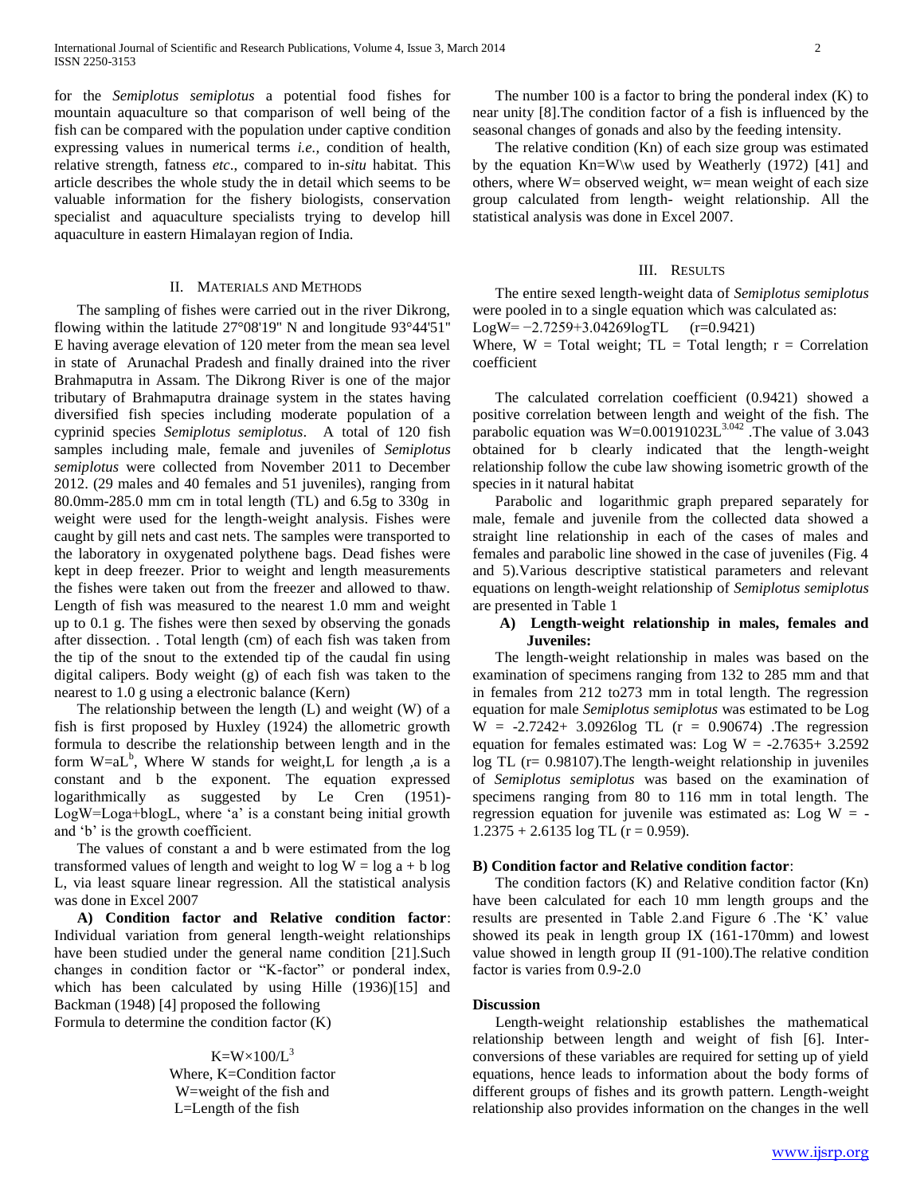for the *Semiplotus semiplotus* a potential food fishes for mountain aquaculture so that comparison of well being of the fish can be compared with the population under captive condition expressing values in numerical terms *i.e.,* condition of health, relative strength, fatness *etc*., compared to in-*situ* habitat. This article describes the whole study the in detail which seems to be valuable information for the fishery biologists, conservation specialist and aquaculture specialists trying to develop hill aquaculture in eastern Himalayan region of India.

## II. Materials and Methods

The sampling of fishes were carried out in the river Dikrong, flowing within the latitude 27°08'19" N and longitude 93°44'51" E having average elevation of 120 meter from the mean sea level in state of Arunachal Pradesh and finally drained into the river Brahmaputra in Assam. The Dikrong River is one of the major tributary of Brahmaputra drainage system in the states having diversified fish species including moderate population of a cyprinid species *Semiplotus semiplotus*. A total of 120 fish samples including male, female and juveniles of *Semiplotus semiplotus* were collected from November 2011 to December 2012. (29 males and 40 females and 51 juveniles), ranging from 80.0mm-285.0 mm cm in total length (TL) and 6.5g to 330g in weight were used for the length-weight analysis. Fishes were caught by gill nets and cast nets. The samples were transported to the laboratory in oxygenated polythene bags. Dead fishes were kept in deep freezer. Prior to weight and length measurements the fishes were taken out from the freezer and allowed to thaw. Length of fish was measured to the nearest 1.0 mm and weight up to 0.1 g. The fishes were then sexed by observing the gonads after dissection. . Total length (cm) of each fish was taken from the tip of the snout to the extended tip of the caudal fin using digital calipers. Body weight (g) of each fish was taken to the nearest to 1.0 g using a electronic balance (Kern)

The relationship between the length (L) and weight (W) of a fish is first proposed by Huxley (1924) the allometric growth formula to describe the relationship between length and in the form $W=aL^b$, Where W stands for weight,L for length ,a is a constant and b the exponent. The equation expressed logarithmically as suggested by Le Cren (1951)- LogW=Loga+blogL, where 'a' is a constant being initial growth and 'b' is the growth coefficient.

The values of constant a and b were estimated from the log transformed values of length and weight to log W = log a + b log L, via least square linear regression. All the statistical analysis was done in Excel 2007

**A) Condition factor and Relative condition factor**: Individual variation from general length-weight relationships have been studied under the general name condition [21].Such changes in condition factor or "K-factor" or ponderal index, which has been calculated by using Hille (1936)[15] and Backman (1948) [4] proposed the following
Formula to determine the condition factor (K)

$$K=W\times100/L^3$$

Where, K=Condition factor
W=weight of the fish and
L=Length of the fish

The number 100 is a factor to bring the ponderal index (K) to near unity [8].The condition factor of a fish is influenced by the seasonal changes of gonads and also by the feeding intensity.

The relative condition (Kn) of each size group was estimated by the equation Kn=W\w used by Weatherly (1972) [41] and others, where W= observed weight, w= mean weight of each size group calculated from length- weight relationship. All the statistical analysis was done in Excel 2007.

## III. Results

The entire sexed length-weight data of *Semiplotus semiplotus* were pooled in to a single equation which was calculated as:
LogW= −2.7259+3.04269logTL (r=0.9421)
Where, W = Total weight; TL = Total length; r = Correlation coefficient

The calculated correlation coefficient (0.9421) showed a positive correlation between length and weight of the fish. The parabolic equation was $W=0.00191023L^{3.042}$ .The value of 3.043 obtained for b clearly indicated that the length-weight relationship follow the cube law showing isometric growth of the species in it natural habitat

Parabolic and logarithmic graph prepared separately for male, female and juvenile from the collected data showed a straight line relationship in each of the cases of males and females and parabolic line showed in the case of juveniles (Fig. 4 and 5).Various descriptive statistical parameters and relevant equations on length-weight relationship of *Semiplotus semiplotus* are presented in Table 1

### A) Length-weight relationship in males, females and Juveniles:

The length-weight relationship in males was based on the examination of specimens ranging from 132 to 285 mm and that in females from 212 to273 mm in total length. The regression equation for male *Semiplotus semiplotus* was estimated to be Log W = -2.7242+ 3.0926log TL (r = 0.90674) .The regression equation for females estimated was: Log W = -2.7635+ 3.2592 log TL (r= 0.98107).The length-weight relationship in juveniles of *Semiplotus semiplotus* was based on the examination of specimens ranging from 80 to 116 mm in total length. The regression equation for juvenile was estimated as: Log W = -1.2375 + 2.6135 log TL (r = 0.959).

### B) Condition factor and Relative condition factor:

The condition factors (K) and Relative condition factor (Kn) have been calculated for each 10 mm length groups and the results are presented in Table 2.and Figure 6 .The 'K' value showed its peak in length group IX (161-170mm) and lowest value showed in length group II (91-100).The relative condition factor is varies from 0.9-2.0

## Discussion

Length-weight relationship establishes the mathematical relationship between length and weight of fish [6]. Inter-conversions of these variables are required for setting up of yield equations, hence leads to information about the body forms of different groups of fishes and its growth pattern. Length-weight relationship also provides information on the changes in the well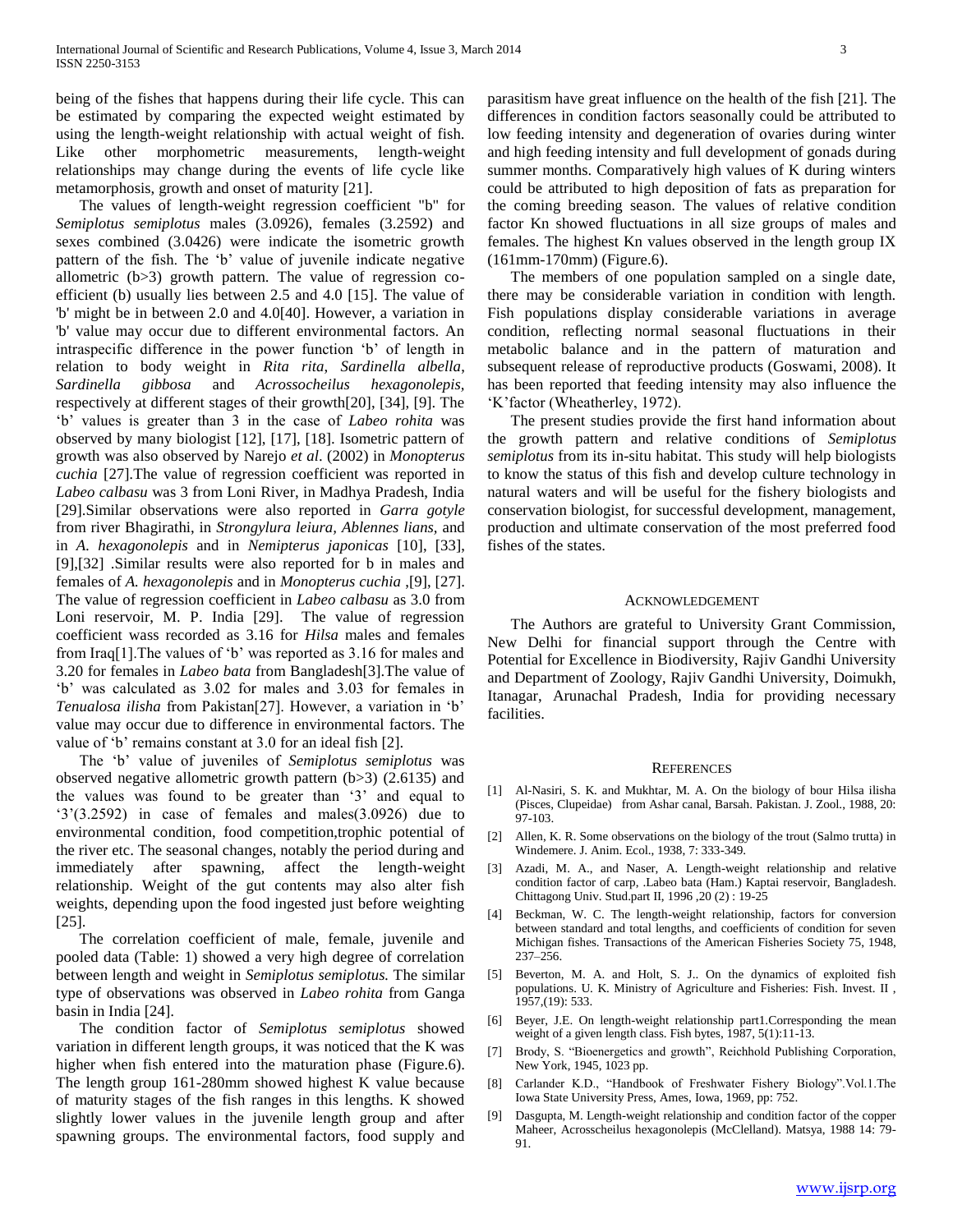being of the fishes that happens during their life cycle. This can be estimated by comparing the expected weight estimated by using the length-weight relationship with actual weight of fish. Like other morphometric measurements, length-weight relationships may change during the events of life cycle like metamorphosis, growth and onset of maturity [21].

The values of length-weight regression coefficient "b" for *Semiplotus semiplotus* males (3.0926), females (3.2592) and sexes combined (3.0426) were indicate the isometric growth pattern of the fish. The 'b' value of juvenile indicate negative allometric (b>3) growth pattern. The value of regression co-efficient (b) usually lies between 2.5 and 4.0 [15]. The value of 'b' might be in between 2.0 and 4.0[40]. However, a variation in 'b' value may occur due to different environmental factors. An intraspecific difference in the power function 'b' of length in relation to body weight in *Rita rita*, *Sardinella albella*, *Sardinella gibbosa* and *Acrossocheilus hexagonolepis*, respectively at different stages of their growth[20], [34], [9]. The 'b' values is greater than 3 in the case of *Labeo rohita* was observed by many biologist [12], [17], [18]. Isometric pattern of growth was also observed by Narejo *et al*. (2002) in *Monopterus cuchia* [27].The value of regression coefficient was reported in *Labeo calbasu* was 3 from Loni River, in Madhya Pradesh, India [29].Similar observations were also reported in *Garra gotyle* from river Bhagirathi, in *Strongylura leiura, Ablennes lians,* and in *A. hexagonolepis* and in *Nemipterus japonicas* [10], [33], [9],[32] .Similar results were also reported for b in males and females of *A. hexagonolepis* and in *Monopterus cuchia* ,[9], [27]. The value of regression coefficient in *Labeo calbasu* as 3.0 from Loni reservoir, M. P. India [29]. The value of regression coefficient wass recorded as 3.16 for *Hilsa* males and females from Iraq[1].The values of 'b' was reported as 3.16 for males and 3.20 for females in *Labeo bata* from Bangladesh[3].The value of 'b' was calculated as 3.02 for males and 3.03 for females in *Tenualosa ilisha* from Pakistan[27]. However, a variation in 'b' value may occur due to difference in environmental factors. The value of 'b' remains constant at 3.0 for an ideal fish [2].

The 'b' value of juveniles of *Semiplotus semiplotus* was observed negative allometric growth pattern (b>3) (2.6135) and the values was found to be greater than '3' and equal to '3'(3.2592) in case of females and males(3.0926) due to environmental condition, food competition,trophic potential of the river etc. The seasonal changes, notably the period during and immediately after spawning, affect the length-weight relationship. Weight of the gut contents may also alter fish weights, depending upon the food ingested just before weighting [25].

The correlation coefficient of male, female, juvenile and pooled data (Table: 1) showed a very high degree of correlation between length and weight in *Semiplotus semiplotus.* The similar type of observations was observed in *Labeo rohita* from Ganga basin in India [24].

The condition factor of *Semiplotus semiplotus* showed variation in different length groups, it was noticed that the K was higher when fish entered into the maturation phase (Figure.6). The length group 161-280mm showed highest K value because of maturity stages of the fish ranges in this lengths. K showed slightly lower values in the juvenile length group and after spawning groups. The environmental factors, food supply and parasitism have great influence on the health of the fish [21]. The differences in condition factors seasonally could be attributed to low feeding intensity and degeneration of ovaries during winter and high feeding intensity and full development of gonads during summer months. Comparatively high values of K during winters could be attributed to high deposition of fats as preparation for the coming breeding season. The values of relative condition factor Kn showed fluctuations in all size groups of males and females. The highest Kn values observed in the length group IX (161mm-170mm) (Figure.6).

The members of one population sampled on a single date, there may be considerable variation in condition with length. Fish populations display considerable variations in average condition, reflecting normal seasonal fluctuations in their metabolic balance and in the pattern of maturation and subsequent release of reproductive products (Goswami, 2008). It has been reported that feeding intensity may also influence the 'K'factor (Wheatherley, 1972).

The present studies provide the first hand information about the growth pattern and relative conditions of *Semiplotus semiplotus* from its in-situ habitat. This study will help biologists to know the status of this fish and develop culture technology in natural waters and will be useful for the fishery biologists and conservation biologist, for successful development, management, production and ultimate conservation of the most preferred food fishes of the states.

## Acknowledgement

The Authors are grateful to University Grant Commission, New Delhi for financial support through the Centre with Potential for Excellence in Biodiversity, Rajiv Gandhi University and Department of Zoology, Rajiv Gandhi University, Doimukh, Itanagar, Arunachal Pradesh, India for providing necessary facilities.

## References

[1] Al-Nasiri, S. K. and Mukhtar, M. A. On the biology of bour Hilsa ilisha (Pisces, Clupeidae) from Ashar canal, Barsah. Pakistan. J. Zool., 1988, 20: 97-103.

[2] Allen, K. R. Some observations on the biology of the trout (Salmo trutta) in Windemere. J. Anim. Ecol., 1938, 7: 333-349.

[3] Azadi, M. A., and Naser, A. Length-weight relationship and relative condition factor of carp, .Labeo bata (Ham.) Kaptai reservoir, Bangladesh. Chittagong Univ. Stud.part II, 1996 ,20 (2) : 19-25

[4] Beckman, W. C. The length-weight relationship, factors for conversion between standard and total lengths, and coefficients of condition for seven Michigan fishes. Transactions of the American Fisheries Society 75, 1948, 237–256.

[5] Beverton, M. A. and Holt, S. J.. On the dynamics of exploited fish populations. U. K. Ministry of Agriculture and Fisheries: Fish. Invest. II , 1957,(19): 533.

[6] Beyer, J.E. On length-weight relationship part1.Corresponding the mean weight of a given length class. Fish bytes, 1987, 5(1):11-13.

[7] Brody, S. "Bioenergetics and growth", Reichhold Publishing Corporation, New York, 1945, 1023 pp.

[8] Carlander K.D., "Handbook of Freshwater Fishery Biology".Vol.1.The Iowa State University Press, Ames, Iowa, 1969, pp: 752.

[9] Dasgupta, M. Length-weight relationship and condition factor of the copper Maheer, Acrosscheilus hexagonolepis (McClelland). Matsya, 1988 14: 79-91.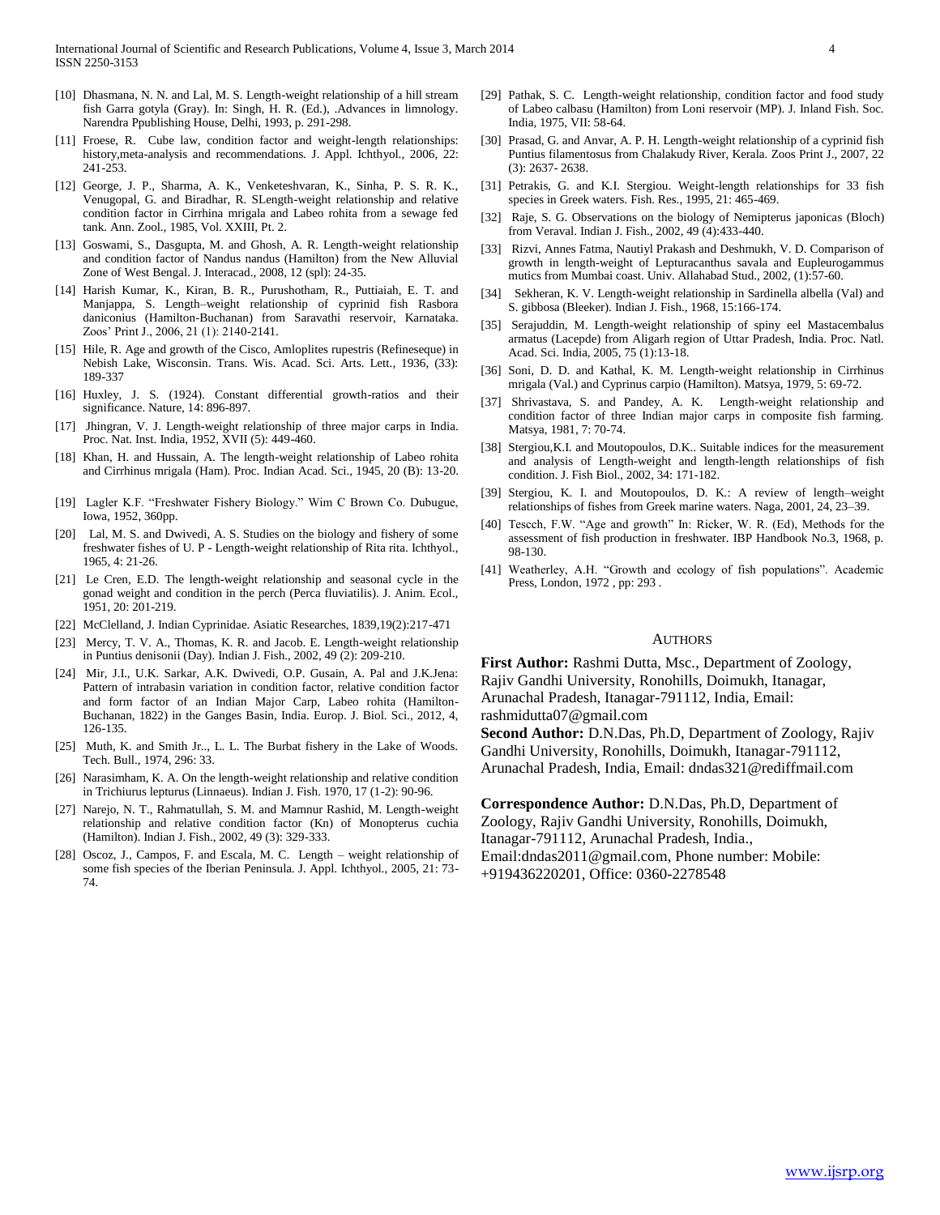[10] Dhasmana, N. N. and Lal, M. S. Length-weight relationship of a hill stream fish Garra gotyla (Gray). In: Singh, H. R. (Ed.), .Advances in limnology. Narendra Ppublishing House, Delhi, 1993, p. 291-298.

[11] Froese, R. Cube law, condition factor and weight-length relationships: history,meta-analysis and recommendations. J. Appl. Ichthyol., 2006, 22: 241-253.

[12] George, J. P., Sharma, A. K., Venketeshvaran, K., Sinha, P. S. R. K., Venugopal, G. and Biradhar, R. SLength-weight relationship and relative condition factor in Cirrhina mrigala and Labeo rohita from a sewage fed tank. Ann. Zool., 1985, Vol. XXIII, Pt. 2.

[13] Goswami, S., Dasgupta, M. and Ghosh, A. R. Length-weight relationship and condition factor of Nandus nandus (Hamilton) from the New Alluvial Zone of West Bengal. J. Interacad., 2008, 12 (spl): 24-35.

[14] Harish Kumar, K., Kiran, B. R., Purushotham, R., Puttiaiah, E. T. and Manjappa, S. Length–weight relationship of cyprinid fish Rasbora daniconius (Hamilton-Buchanan) from Saravathi reservoir, Karnataka. Zoos' Print J., 2006, 21 (1): 2140-2141.

[15] Hile, R. Age and growth of the Cisco, Amloplites rupestris (Refineseque) in Nebish Lake, Wisconsin. Trans. Wis. Acad. Sci. Arts. Lett., 1936, (33): 189-337

[16] Huxley, J. S. (1924). Constant differential growth-ratios and their significance. Nature, 14: 896-897.

[17] Jhingran, V. J. Length-weight relationship of three major carps in India. Proc. Nat. Inst. India, 1952, XVII (5): 449-460.

[18] Khan, H. and Hussain, A. The length-weight relationship of Labeo rohita and Cirrhinus mrigala (Ham). Proc. Indian Acad. Sci., 1945, 20 (B): 13-20.

[19] Lagler K.F. "Freshwater Fishery Biology." Wim C Brown Co. Dubugue, Iowa, 1952, 360pp.

[20] Lal, M. S. and Dwivedi, A. S. Studies on the biology and fishery of some freshwater fishes of U. P - Length-weight relationship of Rita rita. Ichthyol., 1965, 4: 21-26.

[21] Le Cren, E.D. The length-weight relationship and seasonal cycle in the gonad weight and condition in the perch (Perca fluviatilis). J. Anim. Ecol., 1951, 20: 201-219.

[22] McClelland, J. Indian Cyprinidae. Asiatic Researches, 1839,19(2):217-471

[23] Mercy, T. V. A., Thomas, K. R. and Jacob. E. Length-weight relationship in Puntius denisonii (Day). Indian J. Fish., 2002, 49 (2): 209-210.

[24] Mir, J.I., U.K. Sarkar, A.K. Dwivedi, O.P. Gusain, A. Pal and J.K.Jena: Pattern of intrabasin variation in condition factor, relative condition factor and form factor of an Indian Major Carp, Labeo rohita (Hamilton-Buchanan, 1822) in the Ganges Basin, India. Europ. J. Biol. Sci., 2012, 4, 126-135.

[25] Muth, K. and Smith Jr.., L. L. The Burbat fishery in the Lake of Woods. Tech. Bull., 1974, 296: 33.

[26] Narasimham, K. A. On the length-weight relationship and relative condition in Trichiurus lepturus (Linnaeus). Indian J. Fish. 1970, 17 (1-2): 90-96.

[27] Narejo, N. T., Rahmatullah, S. M. and Mamnur Rashid, M. Length-weight relationship and relative condition factor (Kn) of Monopterus cuchia (Hamilton). Indian J. Fish., 2002, 49 (3): 329-333.

[28] Oscoz, J., Campos, F. and Escala, M. C. Length – weight relationship of some fish species of the Iberian Peninsula. J. Appl. Ichthyol., 2005, 21: 73-74.

[29] Pathak, S. C. Length-weight relationship, condition factor and food study of Labeo calbasu (Hamilton) from Loni reservoir (MP). J. Inland Fish. Soc. India, 1975, VII: 58-64.

[30] Prasad, G. and Anvar, A. P. H. Length-weight relationship of a cyprinid fish Puntius filamentosus from Chalakudy River, Kerala. Zoos Print J., 2007, 22 (3): 2637- 2638.

[31] Petrakis, G. and K.I. Stergiou. Weight-length relationships for 33 fish species in Greek waters. Fish. Res., 1995, 21: 465-469.

[32] Raje, S. G. Observations on the biology of Nemipterus japonicas (Bloch) from Veraval. Indian J. Fish., 2002, 49 (4):433-440.

[33] Rizvi, Annes Fatma, Nautiyl Prakash and Deshmukh, V. D. Comparison of growth in length-weight of Lepturacanthus savala and Eupleurogammus mutics from Mumbai coast. Univ. Allahabad Stud., 2002, (1):57-60.

[34] Sekheran, K. V. Length-weight relationship in Sardinella albella (Val) and S. gibbosa (Bleeker). Indian J. Fish., 1968, 15:166-174.

[35] Serajuddin, M. Length-weight relationship of spiny eel Mastacembalus armatus (Lacepde) from Aligarh region of Uttar Pradesh, India. Proc. Natl. Acad. Sci. India, 2005, 75 (1):13-18.

[36] Soni, D. D. and Kathal, K. M. Length-weight relationship in Cirrhinus mrigala (Val.) and Cyprinus carpio (Hamilton). Matsya, 1979, 5: 69-72.

[37] Shrivastava, S. and Pandey, A. K. Length-weight relationship and condition factor of three Indian major carps in composite fish farming. Matsya, 1981, 7: 70-74.

[38] Stergiou,K.I. and Moutopoulos, D.K.. Suitable indices for the measurement and analysis of Length-weight and length-length relationships of fish condition. J. Fish Biol., 2002, 34: 171-182.

[39] Stergiou, K. I. and Moutopoulos, D. K.: A review of length–weight relationships of fishes from Greek marine waters. Naga, 2001, 24, 23–39.

[40] Tescch, F.W. "Age and growth" In: Ricker, W. R. (Ed), Methods for the assessment of fish production in freshwater. IBP Handbook No.3, 1968, p. 98-130.

[41] Weatherley, A.H. "Growth and ecology of fish populations". Academic Press, London, 1972 , pp: 293 .

## AUTHORS

**First Author:** Rashmi Dutta, Msc., Department of Zoology, Rajiv Gandhi University, Ronohills, Doimukh, Itanagar, Arunachal Pradesh, Itanagar-791112, India, Email: rashmidutta07@gmail.com

**Second Author:** D.N.Das, Ph.D, Department of Zoology, Rajiv Gandhi University, Ronohills, Doimukh, Itanagar-791112, Arunachal Pradesh, India, Email: dndas321@rediffmail.com

**Correspondence Author:** D.N.Das, Ph.D, Department of Zoology, Rajiv Gandhi University, Ronohills, Doimukh, Itanagar-791112, Arunachal Pradesh, India., Email:dndas2011@gmail.com, Phone number: Mobile: +919436220201, Office: 0360-2278548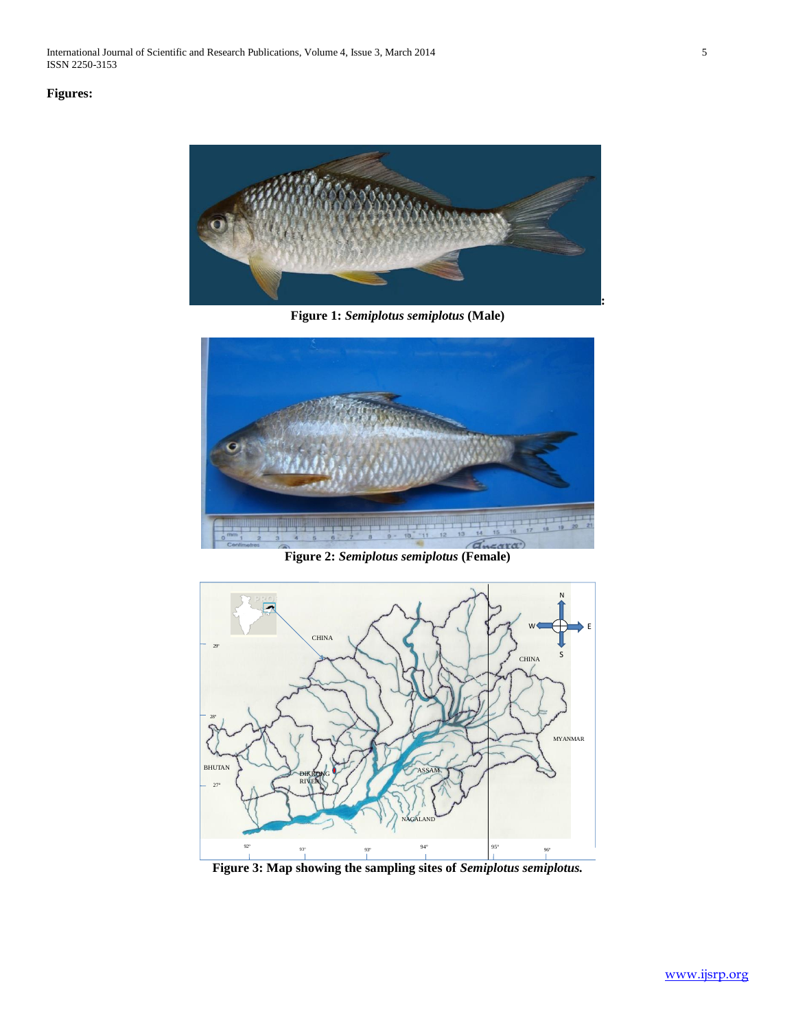**Figures:**

**Figure 1:** ***Semiplotus semiplotus*** **(Male)**

**Figure 2:** ***Semiplotus semiplotus*** **(Female)**

**Figure 3: Map showing the sampling sites of** ***Semiplotus semiplotus.***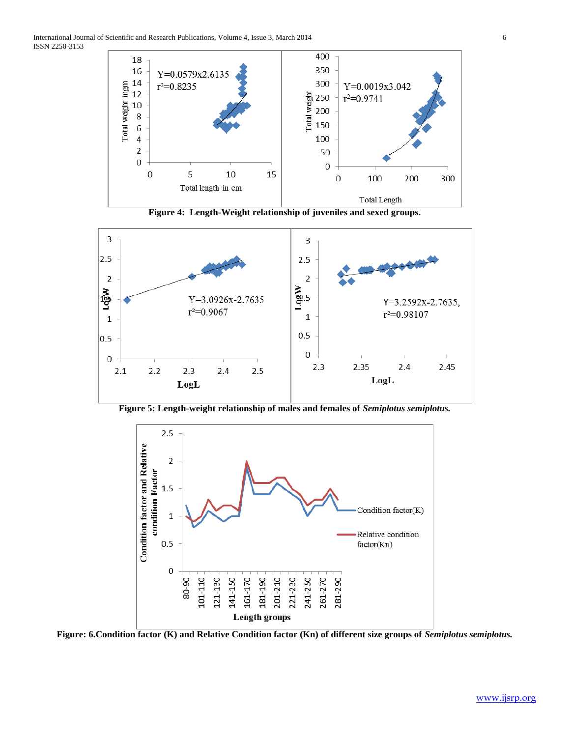Figure 4: Length-Weight relationship of juveniles and sexed groups.

Figure 5: Length-weight relationship of males and females of ***Semiplotus semiplotus.***

Figure: 6.Condition factor (K) and Relative Condition factor (Kn) of different size groups of ***Semiplotus semiplotus.***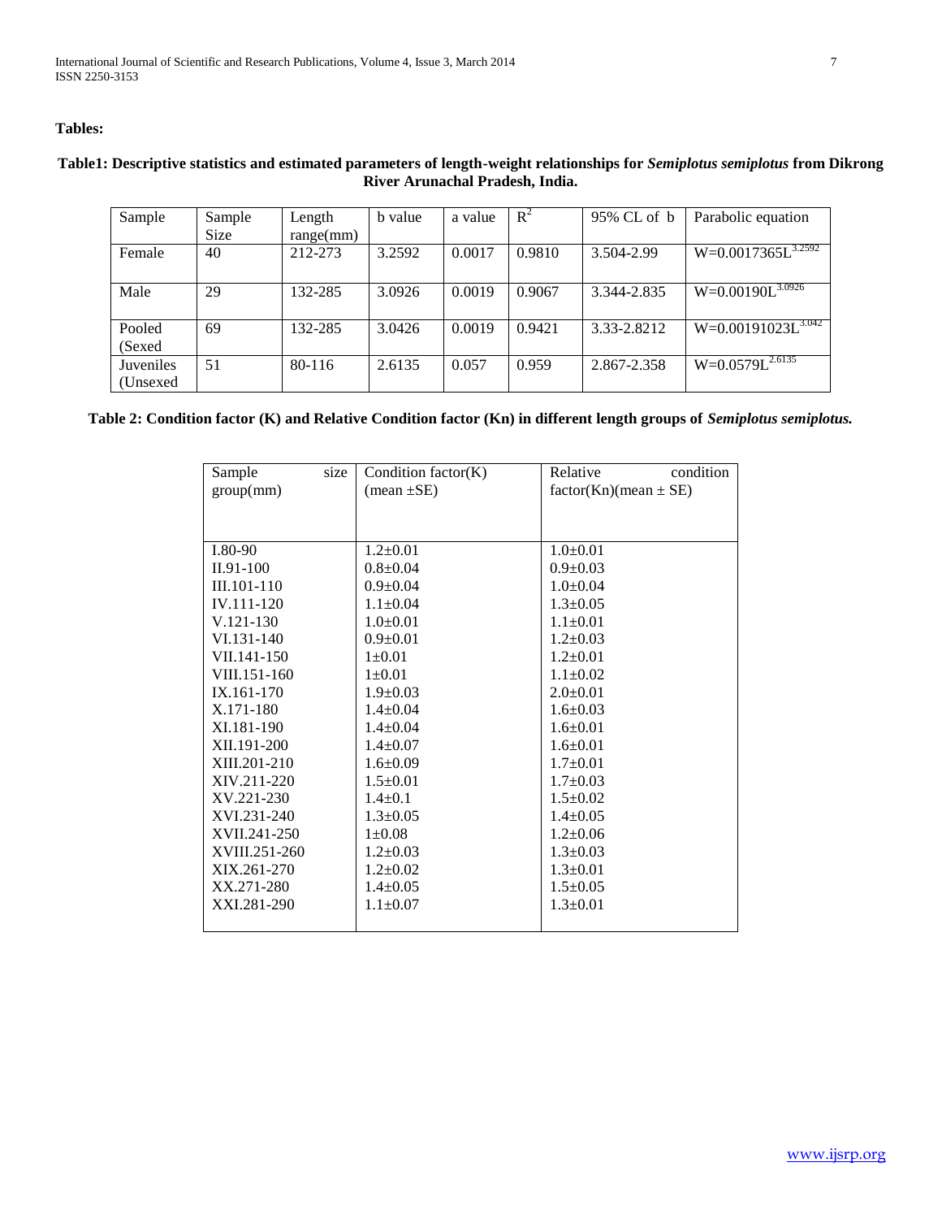**Tables:**

**Table1: Descriptive statistics and estimated parameters of length-weight relationships for *Semiplotus semiplotus* from Dikrong River Arunachal Pradesh, India.**

| Sample | Sample Size | Length range(mm) | b value | a value | $R^2$ | 95% CL of b | Parabolic equation |
|---|---|---|---|---|---|---|---|
| Female | 40 | 212-273 | 3.2592 | 0.0017 | 0.9810 | 3.504-2.99 | $W=0.0017365L^{3.2592}$ |
| Male | 29 | 132-285 | 3.0926 | 0.0019 | 0.9067 | 3.344-2.835 | $W=0.00190L^{3.0926}$ |
| Pooled (Sexed | 69 | 132-285 | 3.0426 | 0.0019 | 0.9421 | 3.33-2.8212 | $W=0.00191023L^{3.042}$ |
| Juveniles (Unsexed | 51 | 80-116 | 2.6135 | 0.057 | 0.959 | 2.867-2.358 | $W=0.0579L^{2.6135}$ |

**Table 2: Condition factor (K) and Relative Condition factor (Kn) in different length groups of *Semiplotus semiplotus.***

| Sample size group(mm) | Condition factor(K) (mean ±SE) | Relative condition factor(Kn)(mean ± SE) |
|---|---|---|
| I.80-90 | 1.2±0.01 | 1.0±0.01 |
| II.91-100 | 0.8±0.04 | 0.9±0.03 |
| III.101-110 | 0.9±0.04 | 1.0±0.04 |
| IV.111-120 | 1.1±0.04 | 1.3±0.05 |
| V.121-130 | 1.0±0.01 | 1.1±0.01 |
| VI.131-140 | 0.9±0.01 | 1.2±0.03 |
| VII.141-150 | 1±0.01 | 1.2±0.01 |
| VIII.151-160 | 1±0.01 | 1.1±0.02 |
| IX.161-170 | 1.9±0.03 | 2.0±0.01 |
| X.171-180 | 1.4±0.04 | 1.6±0.03 |
| XI.181-190 | 1.4±0.04 | 1.6±0.01 |
| XII.191-200 | 1.4±0.07 | 1.6±0.01 |
| XIII.201-210 | 1.6±0.09 | 1.7±0.01 |
| XIV.211-220 | 1.5±0.01 | 1.7±0.03 |
| XV.221-230 | 1.4±0.1 | 1.5±0.02 |
| XVI.231-240 | 1.3±0.05 | 1.4±0.05 |
| XVII.241-250 | 1±0.08 | 1.2±0.06 |
| XVIII.251-260 | 1.2±0.03 | 1.3±0.03 |
| XIX.261-270 | 1.2±0.02 | 1.3±0.01 |
| XX.271-280 | 1.4±0.05 | 1.5±0.05 |
| XXI.281-290 | 1.1±0.07 | 1.3±0.01 |